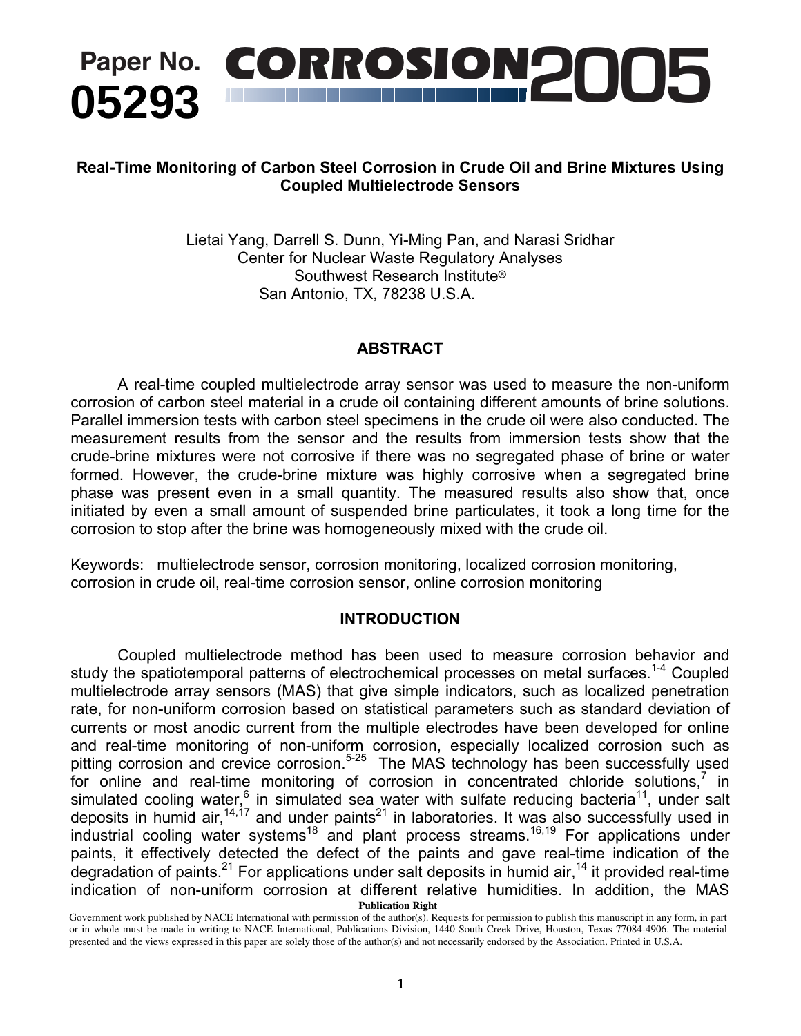Paper No. **05293** **CORROSION2005**

# Real-Time Monitoring of Carbon Steel Corrosion in Crude Oil and Brine Mixtures Using Coupled Multielectrode Sensors

Lietai Yang, Darrell S. Dunn, Yi-Ming Pan, and Narasi Sridhar
Center for Nuclear Waste Regulatory Analyses
Southwest Research Institute®
San Antonio, TX, 78238 U.S.A.

## ABSTRACT

A real-time coupled multielectrode array sensor was used to measure the non-uniform corrosion of carbon steel material in a crude oil containing different amounts of brine solutions. Parallel immersion tests with carbon steel specimens in the crude oil were also conducted. The measurement results from the sensor and the results from immersion tests show that the crude-brine mixtures were not corrosive if there was no segregated phase of brine or water formed. However, the crude-brine mixture was highly corrosive when a segregated brine phase was present even in a small quantity. The measured results also show that, once initiated by even a small amount of suspended brine particulates, it took a long time for the corrosion to stop after the brine was homogeneously mixed with the crude oil.

Keywords: multielectrode sensor, corrosion monitoring, localized corrosion monitoring, corrosion in crude oil, real-time corrosion sensor, online corrosion monitoring

## INTRODUCTION

Coupled multielectrode method has been used to measure corrosion behavior and study the spatiotemporal patterns of electrochemical processes on metal surfaces.[1-4] Coupled multielectrode array sensors (MAS) that give simple indicators, such as localized penetration rate, for non-uniform corrosion based on statistical parameters such as standard deviation of currents or most anodic current from the multiple electrodes have been developed for online and real-time monitoring of non-uniform corrosion, especially localized corrosion such as pitting corrosion and crevice corrosion.[5-25] The MAS technology has been successfully used for online and real-time monitoring of corrosion in concentrated chloride solutions,[7] in simulated cooling water,[6] in simulated sea water with sulfate reducing bacteria[11], under salt deposits in humid air,[14,17] and under paints[21] in laboratories. It was also successfully used in industrial cooling water systems[18] and plant process streams.[16,19] For applications under paints, it effectively detected the defect of the paints and gave real-time indication of the degradation of paints.[21] For applications under salt deposits in humid air,[14] it provided real-time indication of non-uniform corrosion at different relative humidities. In addition, the MAS

**Publication Right**

Government work published by NACE International with permission of the author(s). Requests for permission to publish this manuscript in any form, in part or in whole must be made in writing to NACE International, Publications Division, 1440 South Creek Drive, Houston, Texas 77084-4906. The material presented and the views expressed in this paper are solely those of the author(s) and not necessarily endorsed by the Association. Printed in U.S.A.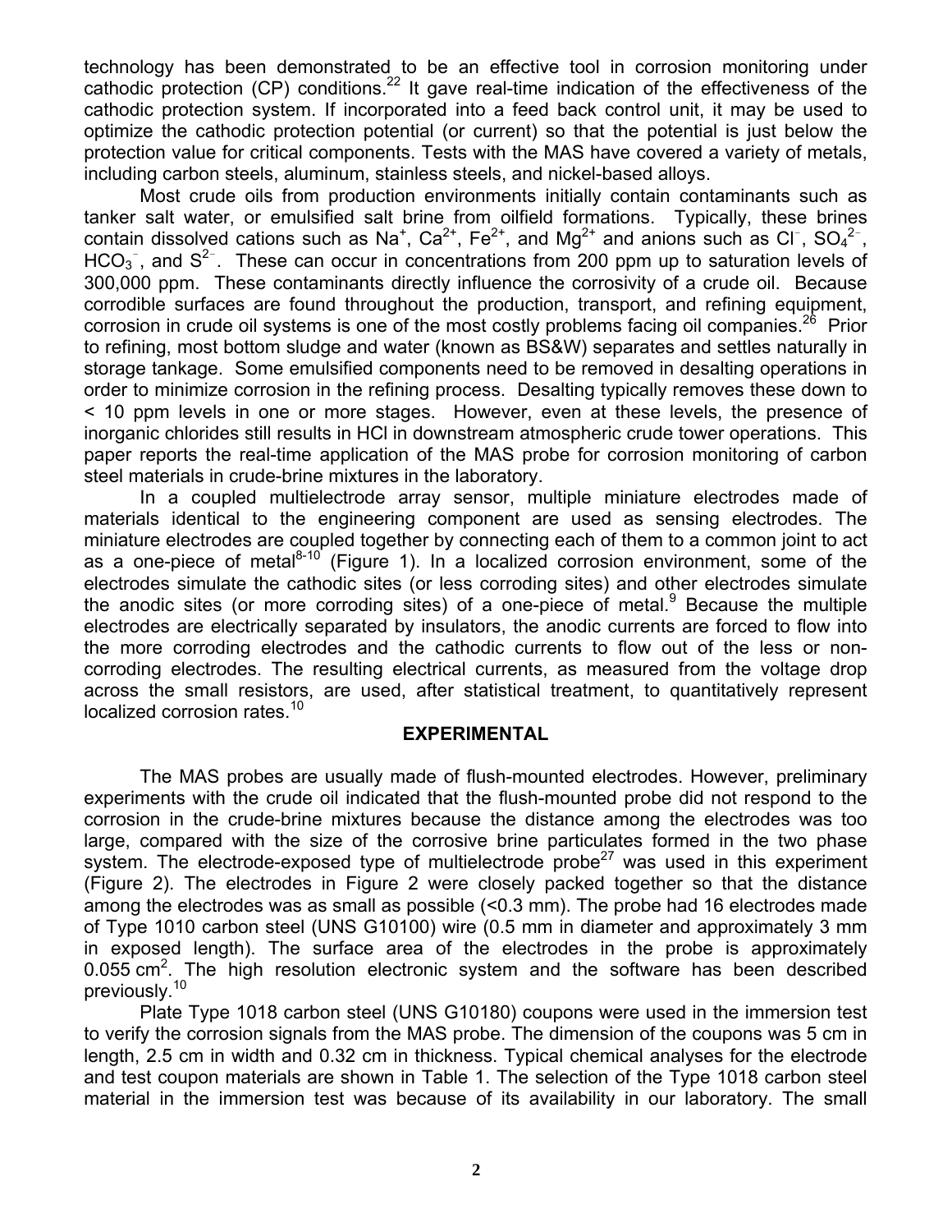technology has been demonstrated to be an effective tool in corrosion monitoring under cathodic protection (CP) conditions.[22] It gave real-time indication of the effectiveness of the cathodic protection system. If incorporated into a feed back control unit, it may be used to optimize the cathodic protection potential (or current) so that the potential is just below the protection value for critical components. Tests with the MAS have covered a variety of metals, including carbon steels, aluminum, stainless steels, and nickel-based alloys.

Most crude oils from production environments initially contain contaminants such as tanker salt water, or emulsified salt brine from oilfield formations. Typically, these brines contain dissolved cations such as $Na^{+}$, $Ca^{2+}$, $Fe^{2+}$, and $Mg^{2+}$ and anions such as $Cl^{-}$, $SO_4^{2-}$, $HCO_3^{-}$, and $S^{2-}$. These can occur in concentrations from 200 ppm up to saturation levels of 300,000 ppm. These contaminants directly influence the corrosivity of a crude oil. Because corrodible surfaces are found throughout the production, transport, and refining equipment, corrosion in crude oil systems is one of the most costly problems facing oil companies.[26] Prior to refining, most bottom sludge and water (known as BS&W) separates and settles naturally in storage tankage. Some emulsified components need to be removed in desalting operations in order to minimize corrosion in the refining process. Desalting typically removes these down to < 10 ppm levels in one or more stages. However, even at these levels, the presence of inorganic chlorides still results in HCl in downstream atmospheric crude tower operations. This paper reports the real-time application of the MAS probe for corrosion monitoring of carbon steel materials in crude-brine mixtures in the laboratory.

In a coupled multielectrode array sensor, multiple miniature electrodes made of materials identical to the engineering component are used as sensing electrodes. The miniature electrodes are coupled together by connecting each of them to a common joint to act as a one-piece of metal[8-10] (Figure 1). In a localized corrosion environment, some of the electrodes simulate the cathodic sites (or less corroding sites) and other electrodes simulate the anodic sites (or more corroding sites) of a one-piece of metal.[9] Because the multiple electrodes are electrically separated by insulators, the anodic currents are forced to flow into the more corroding electrodes and the cathodic currents to flow out of the less or non-corroding electrodes. The resulting electrical currents, as measured from the voltage drop across the small resistors, are used, after statistical treatment, to quantitatively represent localized corrosion rates.[10]

## EXPERIMENTAL

The MAS probes are usually made of flush-mounted electrodes. However, preliminary experiments with the crude oil indicated that the flush-mounted probe did not respond to the corrosion in the crude-brine mixtures because the distance among the electrodes was too large, compared with the size of the corrosive brine particulates formed in the two phase system. The electrode-exposed type of multielectrode probe[27] was used in this experiment (Figure 2). The electrodes in Figure 2 were closely packed together so that the distance among the electrodes was as small as possible (<0.3 mm). The probe had 16 electrodes made of Type 1010 carbon steel (UNS G10100) wire (0.5 mm in diameter and approximately 3 mm in exposed length). The surface area of the electrodes in the probe is approximately 0.055 $cm^2$. The high resolution electronic system and the software has been described previously.[10]

Plate Type 1018 carbon steel (UNS G10180) coupons were used in the immersion test to verify the corrosion signals from the MAS probe. The dimension of the coupons was 5 cm in length, 2.5 cm in width and 0.32 cm in thickness. Typical chemical analyses for the electrode and test coupon materials are shown in Table 1. The selection of the Type 1018 carbon steel material in the immersion test was because of its availability in our laboratory. The small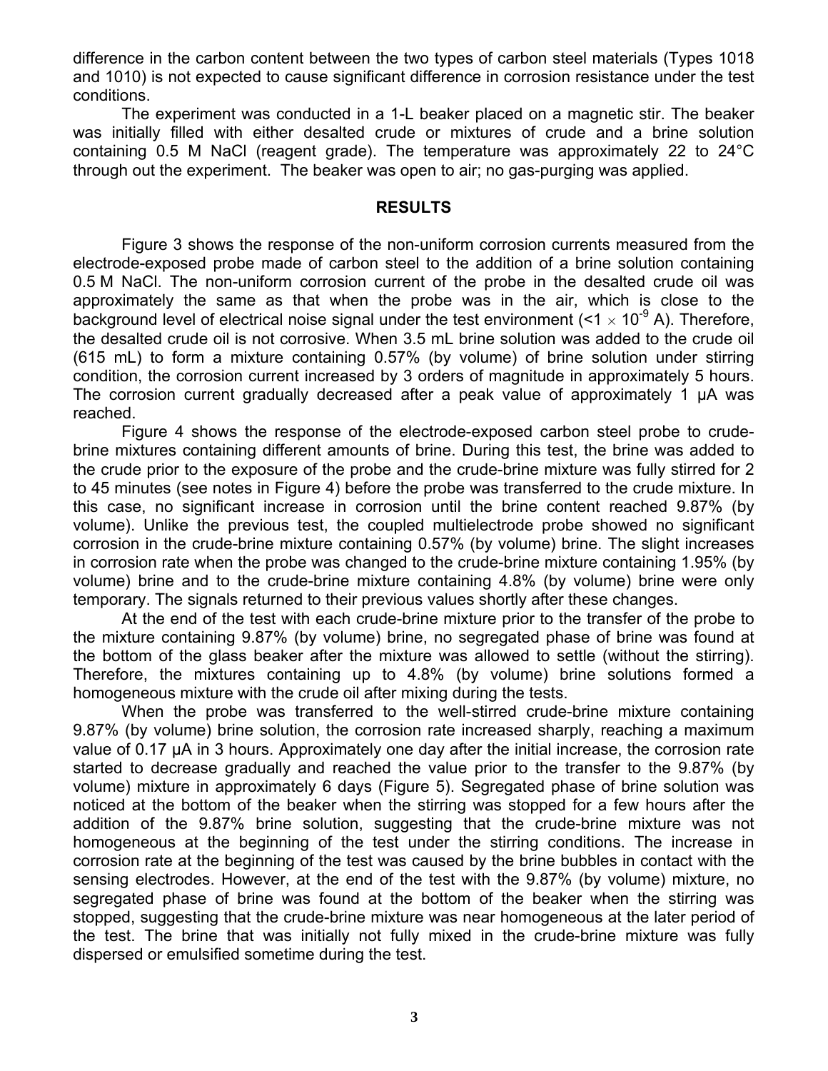difference in the carbon content between the two types of carbon steel materials (Types 1018 and 1010) is not expected to cause significant difference in corrosion resistance under the test conditions.

The experiment was conducted in a 1-L beaker placed on a magnetic stir. The beaker was initially filled with either desalted crude or mixtures of crude and a brine solution containing 0.5 M NaCl (reagent grade). The temperature was approximately 22 to 24°C through out the experiment. The beaker was open to air; no gas-purging was applied.

## RESULTS

Figure 3 shows the response of the non-uniform corrosion currents measured from the electrode-exposed probe made of carbon steel to the addition of a brine solution containing 0.5 M NaCl. The non-uniform corrosion current of the probe in the desalted crude oil was approximately the same as that when the probe was in the air, which is close to the background level of electrical noise signal under the test environment ($<1 \times 10^{-9}$ A). Therefore, the desalted crude oil is not corrosive. When 3.5 mL brine solution was added to the crude oil (615 mL) to form a mixture containing 0.57% (by volume) of brine solution under stirring condition, the corrosion current increased by 3 orders of magnitude in approximately 5 hours. The corrosion current gradually decreased after a peak value of approximately 1 µA was reached.

Figure 4 shows the response of the electrode-exposed carbon steel probe to crude-brine mixtures containing different amounts of brine. During this test, the brine was added to the crude prior to the exposure of the probe and the crude-brine mixture was fully stirred for 2 to 45 minutes (see notes in Figure 4) before the probe was transferred to the crude mixture. In this case, no significant increase in corrosion until the brine content reached 9.87% (by volume). Unlike the previous test, the coupled multielectrode probe showed no significant corrosion in the crude-brine mixture containing 0.57% (by volume) brine. The slight increases in corrosion rate when the probe was changed to the crude-brine mixture containing 1.95% (by volume) brine and to the crude-brine mixture containing 4.8% (by volume) brine were only temporary. The signals returned to their previous values shortly after these changes.

At the end of the test with each crude-brine mixture prior to the transfer of the probe to the mixture containing 9.87% (by volume) brine, no segregated phase of brine was found at the bottom of the glass beaker after the mixture was allowed to settle (without the stirring). Therefore, the mixtures containing up to 4.8% (by volume) brine solutions formed a homogeneous mixture with the crude oil after mixing during the tests.

When the probe was transferred to the well-stirred crude-brine mixture containing 9.87% (by volume) brine solution, the corrosion rate increased sharply, reaching a maximum value of 0.17 µA in 3 hours. Approximately one day after the initial increase, the corrosion rate started to decrease gradually and reached the value prior to the transfer to the 9.87% (by volume) mixture in approximately 6 days (Figure 5). Segregated phase of brine solution was noticed at the bottom of the beaker when the stirring was stopped for a few hours after the addition of the 9.87% brine solution, suggesting that the crude-brine mixture was not homogeneous at the beginning of the test under the stirring conditions. The increase in corrosion rate at the beginning of the test was caused by the brine bubbles in contact with the sensing electrodes. However, at the end of the test with the 9.87% (by volume) mixture, no segregated phase of brine was found at the bottom of the beaker when the stirring was stopped, suggesting that the crude-brine mixture was near homogeneous at the later period of the test. The brine that was initially not fully mixed in the crude-brine mixture was fully dispersed or emulsified sometime during the test.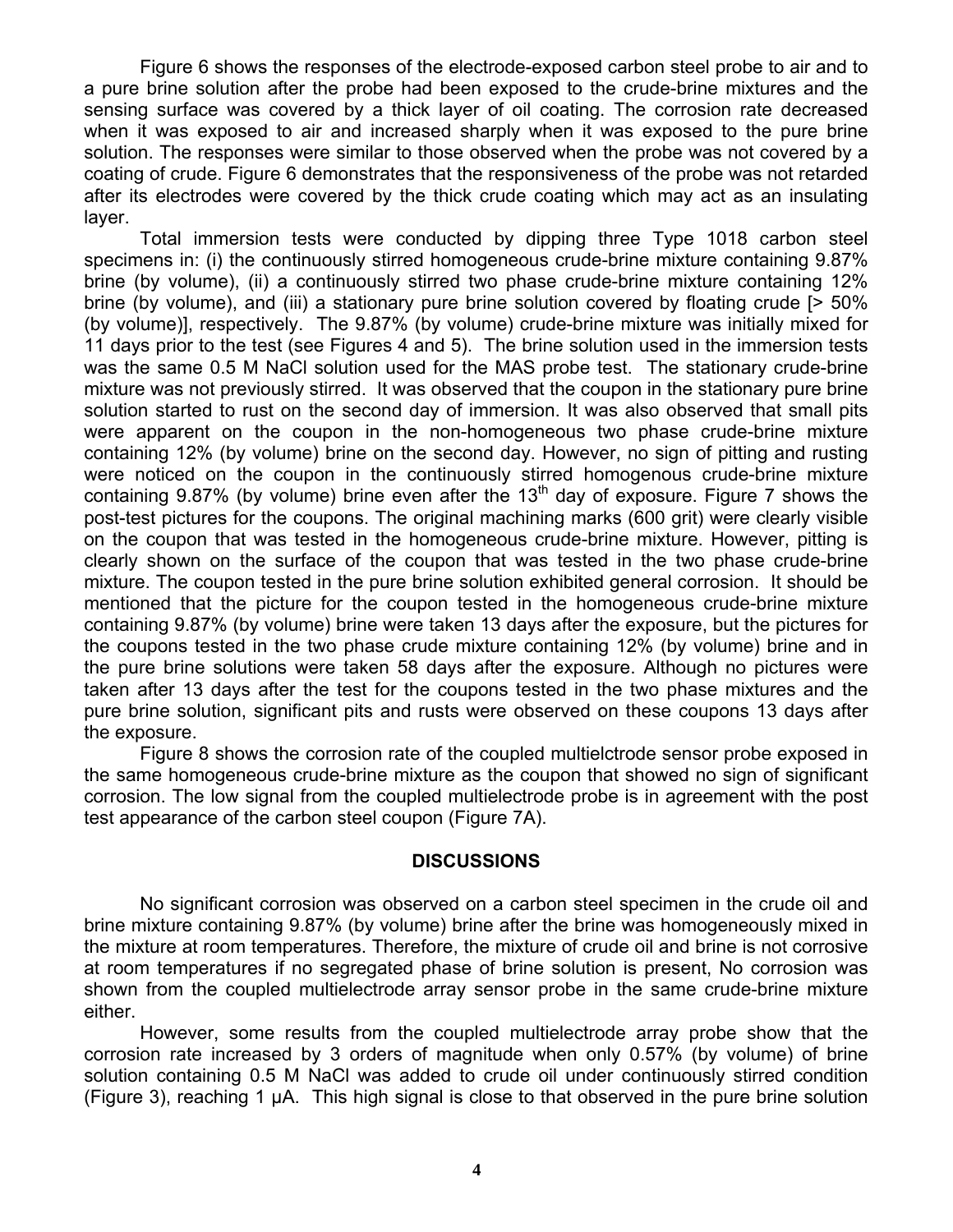Figure 6 shows the responses of the electrode-exposed carbon steel probe to air and to a pure brine solution after the probe had been exposed to the crude-brine mixtures and the sensing surface was covered by a thick layer of oil coating. The corrosion rate decreased when it was exposed to air and increased sharply when it was exposed to the pure brine solution. The responses were similar to those observed when the probe was not covered by a coating of crude. Figure 6 demonstrates that the responsiveness of the probe was not retarded after its electrodes were covered by the thick crude coating which may act as an insulating layer.

Total immersion tests were conducted by dipping three Type 1018 carbon steel specimens in: (i) the continuously stirred homogeneous crude-brine mixture containing 9.87% brine (by volume), (ii) a continuously stirred two phase crude-brine mixture containing 12% brine (by volume), and (iii) a stationary pure brine solution covered by floating crude [> 50% (by volume)], respectively. The 9.87% (by volume) crude-brine mixture was initially mixed for 11 days prior to the test (see Figures 4 and 5). The brine solution used in the immersion tests was the same 0.5 M NaCl solution used for the MAS probe test. The stationary crude-brine mixture was not previously stirred. It was observed that the coupon in the stationary pure brine solution started to rust on the second day of immersion. It was also observed that small pits were apparent on the coupon in the non-homogeneous two phase crude-brine mixture containing 12% (by volume) brine on the second day. However, no sign of pitting and rusting were noticed on the coupon in the continuously stirred homogenous crude-brine mixture containing 9.87% (by volume) brine even after the 13$^{th}$ day of exposure. Figure 7 shows the post-test pictures for the coupons. The original machining marks (600 grit) were clearly visible on the coupon that was tested in the homogeneous crude-brine mixture. However, pitting is clearly shown on the surface of the coupon that was tested in the two phase crude-brine mixture. The coupon tested in the pure brine solution exhibited general corrosion. It should be mentioned that the picture for the coupon tested in the homogeneous crude-brine mixture containing 9.87% (by volume) brine were taken 13 days after the exposure, but the pictures for the coupons tested in the two phase crude mixture containing 12% (by volume) brine and in the pure brine solutions were taken 58 days after the exposure. Although no pictures were taken after 13 days after the test for the coupons tested in the two phase mixtures and the pure brine solution, significant pits and rusts were observed on these coupons 13 days after the exposure.

Figure 8 shows the corrosion rate of the coupled multielctrode sensor probe exposed in the same homogeneous crude-brine mixture as the coupon that showed no sign of significant corrosion. The low signal from the coupled multielectrode probe is in agreement with the post test appearance of the carbon steel coupon (Figure 7A).

## DISCUSSIONS

No significant corrosion was observed on a carbon steel specimen in the crude oil and brine mixture containing 9.87% (by volume) brine after the brine was homogeneously mixed in the mixture at room temperatures. Therefore, the mixture of crude oil and brine is not corrosive at room temperatures if no segregated phase of brine solution is present, No corrosion was shown from the coupled multielectrode array sensor probe in the same crude-brine mixture either.

However, some results from the coupled multielectrode array probe show that the corrosion rate increased by 3 orders of magnitude when only 0.57% (by volume) of brine solution containing 0.5 M NaCl was added to crude oil under continuously stirred condition (Figure 3), reaching 1 μA. This high signal is close to that observed in the pure brine solution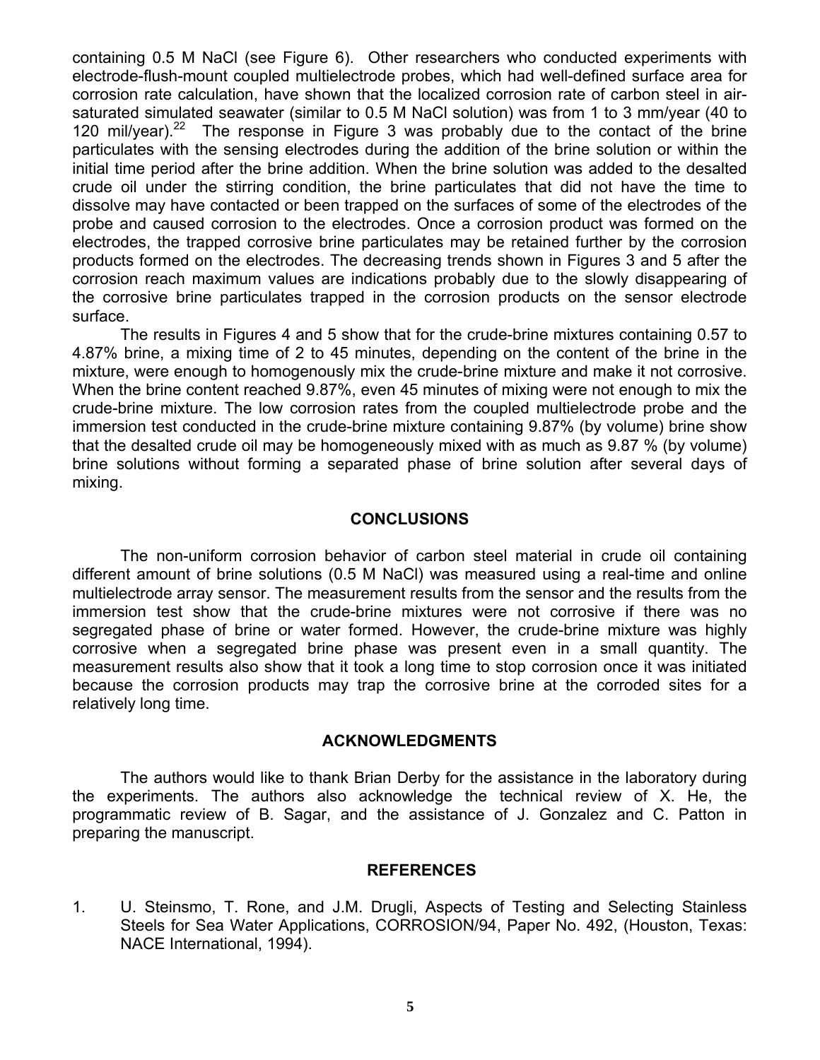containing 0.5 M NaCl (see Figure 6). Other researchers who conducted experiments with electrode-flush-mount coupled multielectrode probes, which had well-defined surface area for corrosion rate calculation, have shown that the localized corrosion rate of carbon steel in air-saturated simulated seawater (similar to 0.5 M NaCl solution) was from 1 to 3 mm/year (40 to 120 mil/year).[22] The response in Figure 3 was probably due to the contact of the brine particulates with the sensing electrodes during the addition of the brine solution or within the initial time period after the brine addition. When the brine solution was added to the desalted crude oil under the stirring condition, the brine particulates that did not have the time to dissolve may have contacted or been trapped on the surfaces of some of the electrodes of the probe and caused corrosion to the electrodes. Once a corrosion product was formed on the electrodes, the trapped corrosive brine particulates may be retained further by the corrosion products formed on the electrodes. The decreasing trends shown in Figures 3 and 5 after the corrosion reach maximum values are indications probably due to the slowly disappearing of the corrosive brine particulates trapped in the corrosion products on the sensor electrode surface.

The results in Figures 4 and 5 show that for the crude-brine mixtures containing 0.57 to 4.87% brine, a mixing time of 2 to 45 minutes, depending on the content of the brine in the mixture, were enough to homogenously mix the crude-brine mixture and make it not corrosive. When the brine content reached 9.87%, even 45 minutes of mixing were not enough to mix the crude-brine mixture. The low corrosion rates from the coupled multielectrode probe and the immersion test conducted in the crude-brine mixture containing 9.87% (by volume) brine show that the desalted crude oil may be homogeneously mixed with as much as 9.87 % (by volume) brine solutions without forming a separated phase of brine solution after several days of mixing.

## CONCLUSIONS

The non-uniform corrosion behavior of carbon steel material in crude oil containing different amount of brine solutions (0.5 M NaCl) was measured using a real-time and online multielectrode array sensor. The measurement results from the sensor and the results from the immersion test show that the crude-brine mixtures were not corrosive if there was no segregated phase of brine or water formed. However, the crude-brine mixture was highly corrosive when a segregated brine phase was present even in a small quantity. The measurement results also show that it took a long time to stop corrosion once it was initiated because the corrosion products may trap the corrosive brine at the corroded sites for a relatively long time.

## ACKNOWLEDGMENTS

The authors would like to thank Brian Derby for the assistance in the laboratory during the experiments. The authors also acknowledge the technical review of X. He, the programmatic review of B. Sagar, and the assistance of J. Gonzalez and C. Patton in preparing the manuscript.

## REFERENCES

1. U. Steinsmo, T. Rone, and J.M. Drugli, Aspects of Testing and Selecting Stainless Steels for Sea Water Applications, CORROSION/94, Paper No. 492, (Houston, Texas: NACE International, 1994).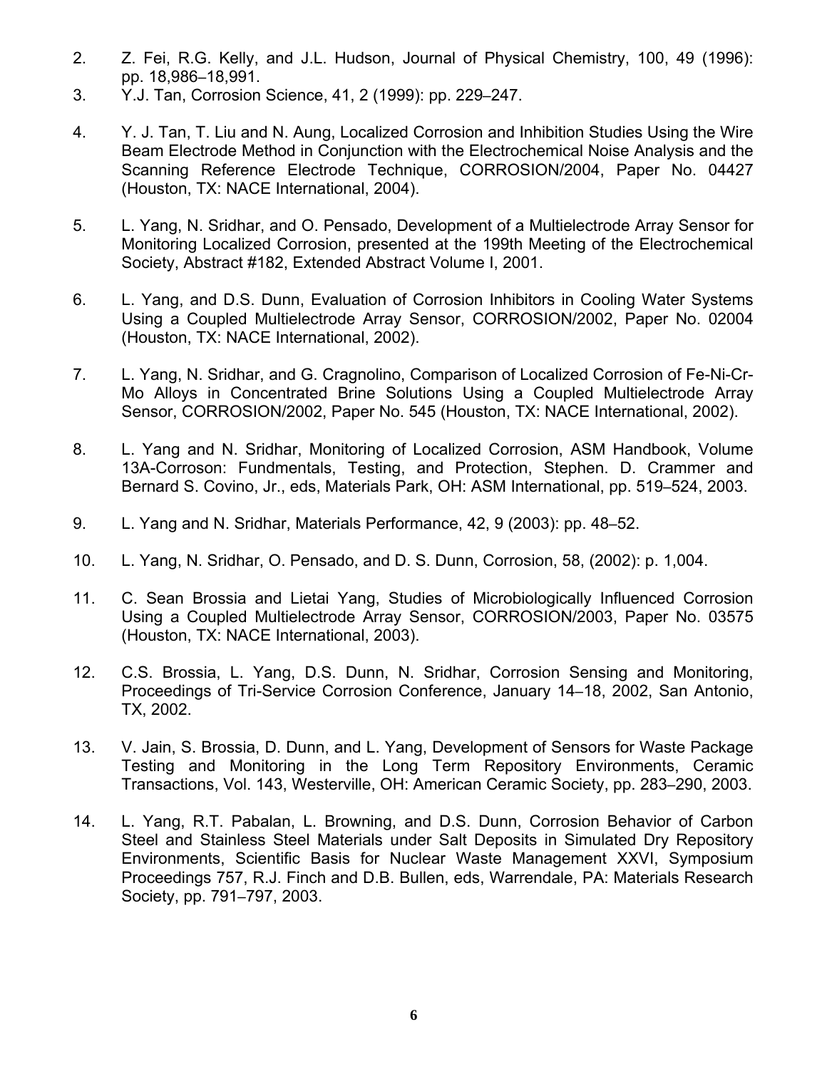2. Z. Fei, R.G. Kelly, and J.L. Hudson, Journal of Physical Chemistry, 100, 49 (1996): pp. 18,986–18,991.
3. Y.J. Tan, Corrosion Science, 41, 2 (1999): pp. 229–247.
4. Y. J. Tan, T. Liu and N. Aung, Localized Corrosion and Inhibition Studies Using the Wire Beam Electrode Method in Conjunction with the Electrochemical Noise Analysis and the Scanning Reference Electrode Technique, CORROSION/2004, Paper No. 04427 (Houston, TX: NACE International, 2004).
5. L. Yang, N. Sridhar, and O. Pensado, Development of a Multielectrode Array Sensor for Monitoring Localized Corrosion, presented at the 199th Meeting of the Electrochemical Society, Abstract #182, Extended Abstract Volume I, 2001.
6. L. Yang, and D.S. Dunn, Evaluation of Corrosion Inhibitors in Cooling Water Systems Using a Coupled Multielectrode Array Sensor, CORROSION/2002, Paper No. 02004 (Houston, TX: NACE International, 2002).
7. L. Yang, N. Sridhar, and G. Cragnolino, Comparison of Localized Corrosion of Fe-Ni-Cr-Mo Alloys in Concentrated Brine Solutions Using a Coupled Multielectrode Array Sensor, CORROSION/2002, Paper No. 545 (Houston, TX: NACE International, 2002).
8. L. Yang and N. Sridhar, Monitoring of Localized Corrosion, ASM Handbook, Volume 13A-Corroson: Fundmentals, Testing, and Protection, Stephen. D. Crammer and Bernard S. Covino, Jr., eds, Materials Park, OH: ASM International, pp. 519–524, 2003.
9. L. Yang and N. Sridhar, Materials Performance, 42, 9 (2003): pp. 48–52.
10. L. Yang, N. Sridhar, O. Pensado, and D. S. Dunn, Corrosion, 58, (2002): p. 1,004.
11. C. Sean Brossia and Lietai Yang, Studies of Microbiologically Influenced Corrosion Using a Coupled Multielectrode Array Sensor, CORROSION/2003, Paper No. 03575 (Houston, TX: NACE International, 2003).
12. C.S. Brossia, L. Yang, D.S. Dunn, N. Sridhar, Corrosion Sensing and Monitoring, Proceedings of Tri-Service Corrosion Conference, January 14–18, 2002, San Antonio, TX, 2002.
13. V. Jain, S. Brossia, D. Dunn, and L. Yang, Development of Sensors for Waste Package Testing and Monitoring in the Long Term Repository Environments, Ceramic Transactions, Vol. 143, Westerville, OH: American Ceramic Society, pp. 283–290, 2003.
14. L. Yang, R.T. Pabalan, L. Browning, and D.S. Dunn, Corrosion Behavior of Carbon Steel and Stainless Steel Materials under Salt Deposits in Simulated Dry Repository Environments, Scientific Basis for Nuclear Waste Management XXVI, Symposium Proceedings 757, R.J. Finch and D.B. Bullen, eds, Warrendale, PA: Materials Research Society, pp. 791–797, 2003.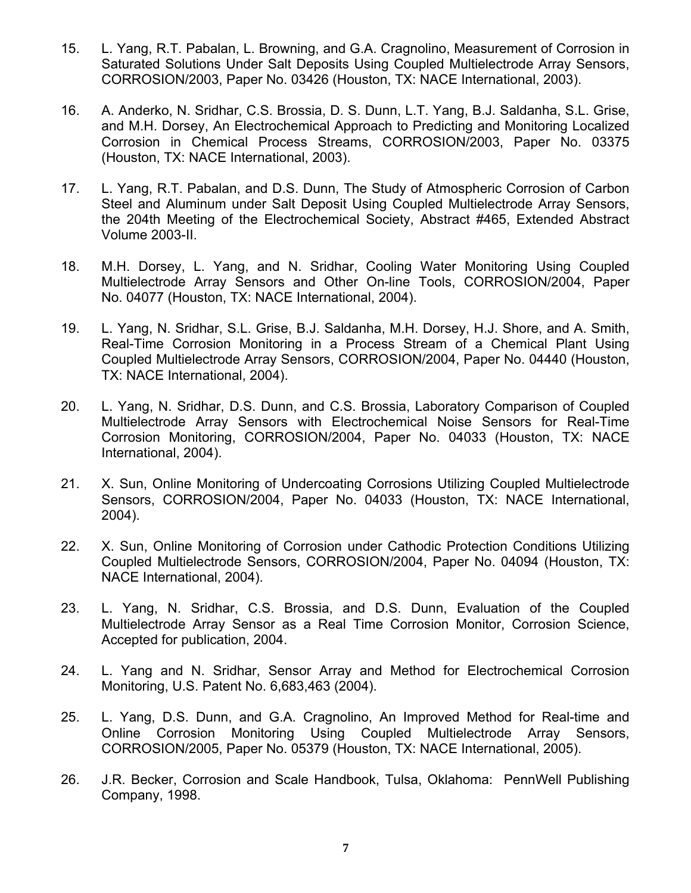15. L. Yang, R.T. Pabalan, L. Browning, and G.A. Cragnolino, Measurement of Corrosion in Saturated Solutions Under Salt Deposits Using Coupled Multielectrode Array Sensors, CORROSION/2003, Paper No. 03426 (Houston, TX: NACE International, 2003).

16. A. Anderko, N. Sridhar, C.S. Brossia, D. S. Dunn, L.T. Yang, B.J. Saldanha, S.L. Grise, and M.H. Dorsey, An Electrochemical Approach to Predicting and Monitoring Localized Corrosion in Chemical Process Streams, CORROSION/2003, Paper No. 03375 (Houston, TX: NACE International, 2003).

17. L. Yang, R.T. Pabalan, and D.S. Dunn, The Study of Atmospheric Corrosion of Carbon Steel and Aluminum under Salt Deposit Using Coupled Multielectrode Array Sensors, the 204th Meeting of the Electrochemical Society, Abstract #465, Extended Abstract Volume 2003-II.

18. M.H. Dorsey, L. Yang, and N. Sridhar, Cooling Water Monitoring Using Coupled Multielectrode Array Sensors and Other On-line Tools, CORROSION/2004, Paper No. 04077 (Houston, TX: NACE International, 2004).

19. L. Yang, N. Sridhar, S.L. Grise, B.J. Saldanha, M.H. Dorsey, H.J. Shore, and A. Smith, Real-Time Corrosion Monitoring in a Process Stream of a Chemical Plant Using Coupled Multielectrode Array Sensors, CORROSION/2004, Paper No. 04440 (Houston, TX: NACE International, 2004).

20. L. Yang, N. Sridhar, D.S. Dunn, and C.S. Brossia, Laboratory Comparison of Coupled Multielectrode Array Sensors with Electrochemical Noise Sensors for Real-Time Corrosion Monitoring, CORROSION/2004, Paper No. 04033 (Houston, TX: NACE International, 2004).

21. X. Sun, Online Monitoring of Undercoating Corrosions Utilizing Coupled Multielectrode Sensors, CORROSION/2004, Paper No. 04033 (Houston, TX: NACE International, 2004).

22. X. Sun, Online Monitoring of Corrosion under Cathodic Protection Conditions Utilizing Coupled Multielectrode Sensors, CORROSION/2004, Paper No. 04094 (Houston, TX: NACE International, 2004).

23. L. Yang, N. Sridhar, C.S. Brossia, and D.S. Dunn, Evaluation of the Coupled Multielectrode Array Sensor as a Real Time Corrosion Monitor, Corrosion Science, Accepted for publication, 2004.

24. L. Yang and N. Sridhar, Sensor Array and Method for Electrochemical Corrosion Monitoring, U.S. Patent No. 6,683,463 (2004).

25. L. Yang, D.S. Dunn, and G.A. Cragnolino, An Improved Method for Real-time and Online Corrosion Monitoring Using Coupled Multielectrode Array Sensors, CORROSION/2005, Paper No. 05379 (Houston, TX: NACE International, 2005).

26. J.R. Becker, Corrosion and Scale Handbook, Tulsa, Oklahoma: PennWell Publishing Company, 1998.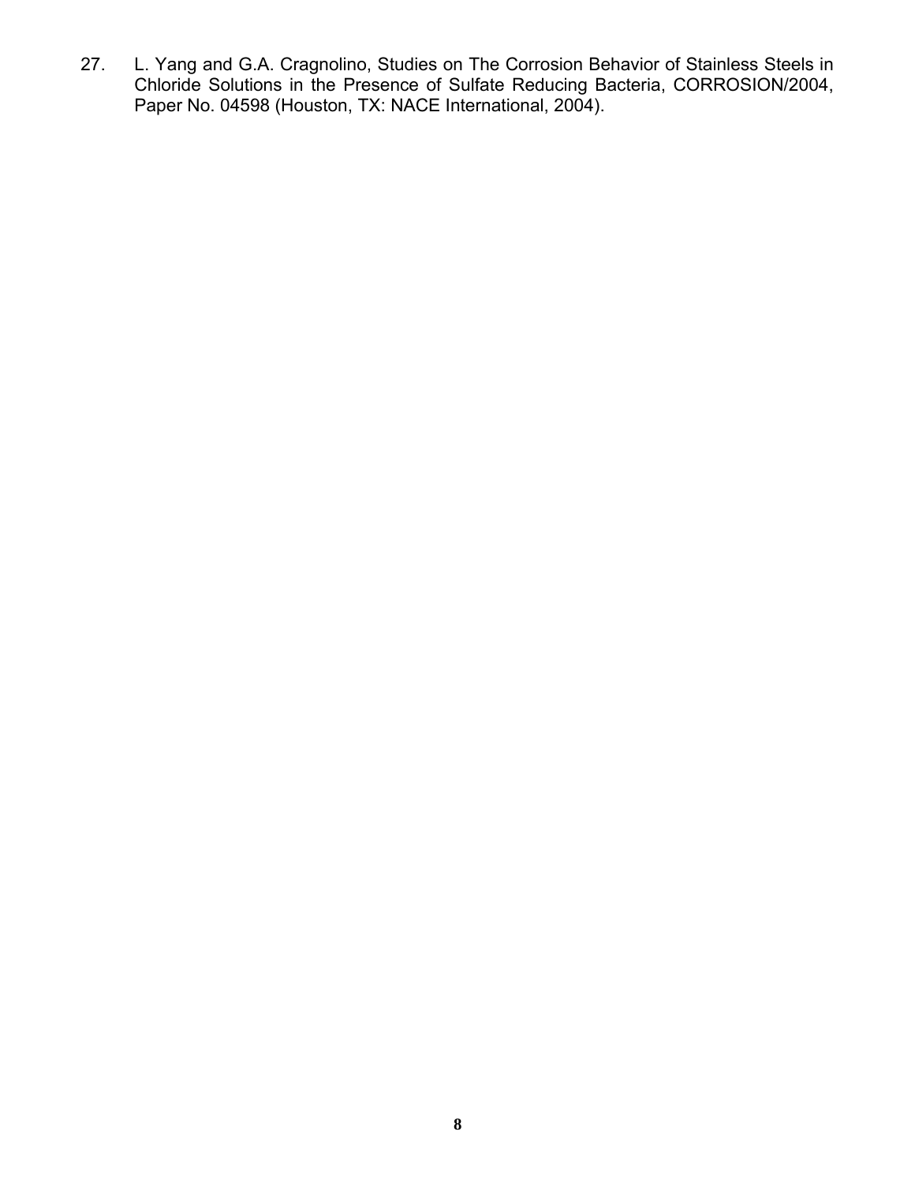27. L. Yang and G.A. Cragnolino, Studies on The Corrosion Behavior of Stainless Steels in Chloride Solutions in the Presence of Sulfate Reducing Bacteria, CORROSION/2004, Paper No. 04598 (Houston, TX: NACE International, 2004).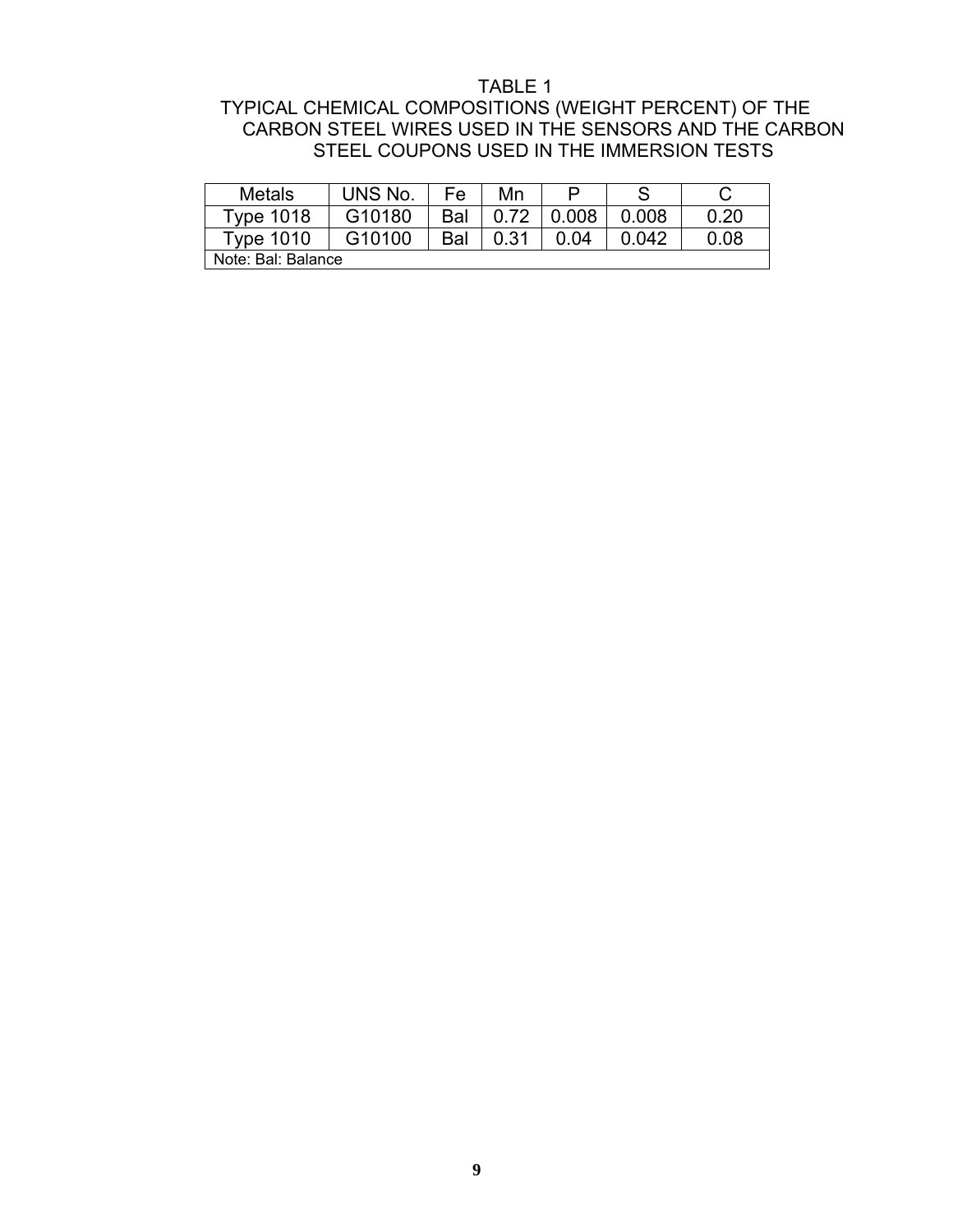TABLE 1

TYPICAL CHEMICAL COMPOSITIONS (WEIGHT PERCENT) OF THE CARBON STEEL WIRES USED IN THE SENSORS AND THE CARBON STEEL COUPONS USED IN THE IMMERSION TESTS

| Metals | UNS No. | Fe | Mn | P | S | C |
|---|---|---|---|---|---|---|
| Type 1018 | G10180 | Bal | 0.72 | 0.008 | 0.008 | 0.20 |
| Type 1010 | G10100 | Bal | 0.31 | 0.04 | 0.042 | 0.08 |
| Note: Bal: Balance | | | | | | |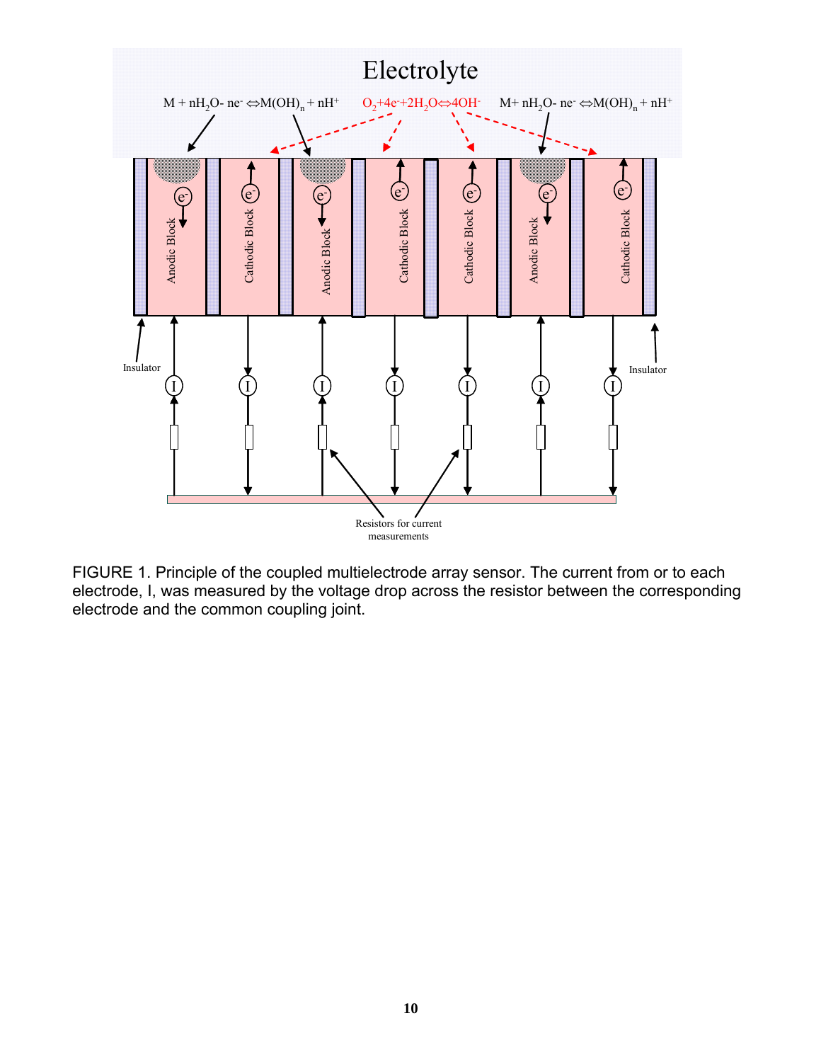FIGURE 1. Principle of the coupled multielectrode array sensor. The current from or to each electrode, I, was measured by the voltage drop across the resistor between the corresponding electrode and the common coupling joint.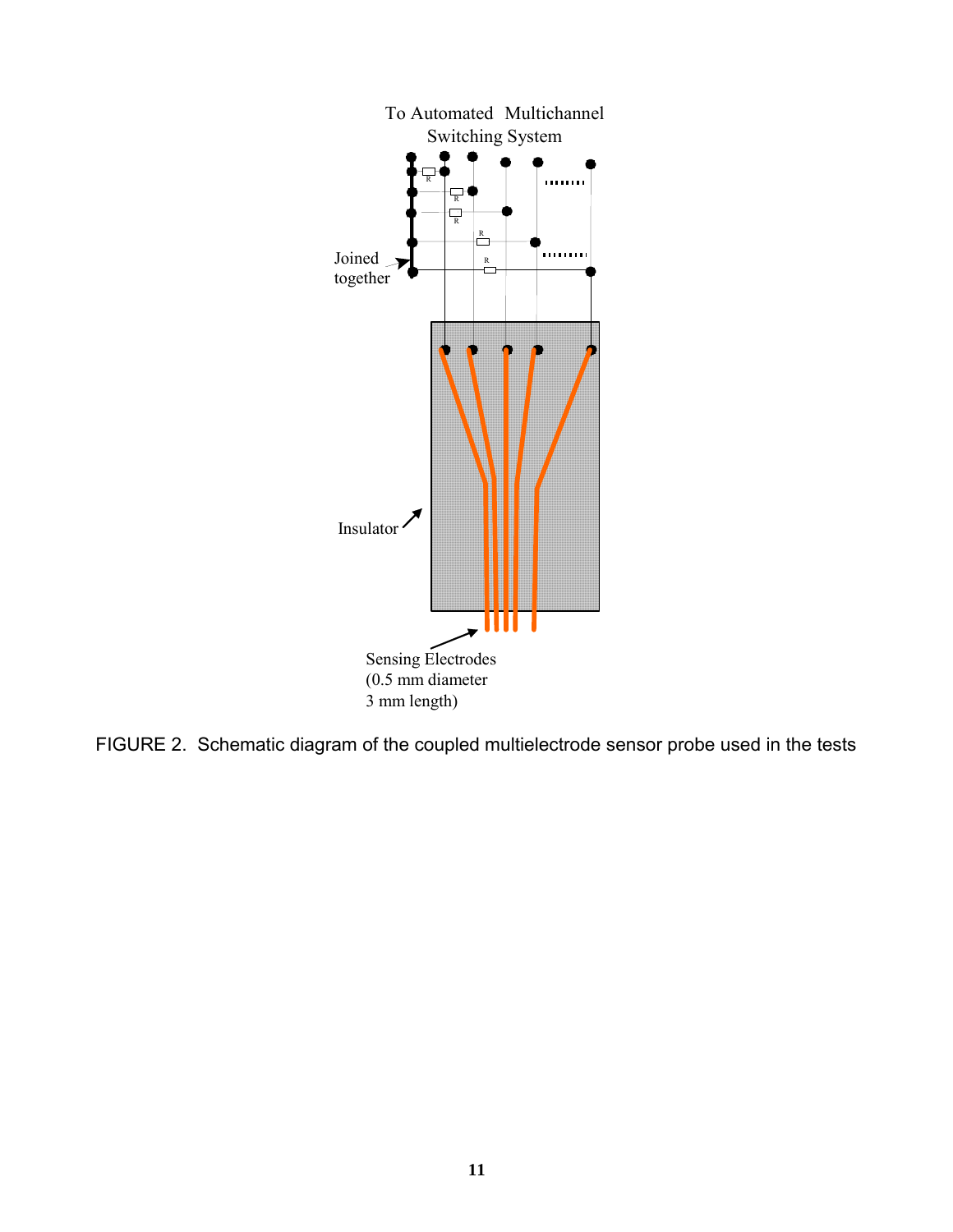To Automated Multichannel Switching System

Joined together

Insulator

Sensing Electrodes (0.5 mm diameter 3 mm length)

FIGURE 2. Schematic diagram of the coupled multielectrode sensor probe used in the tests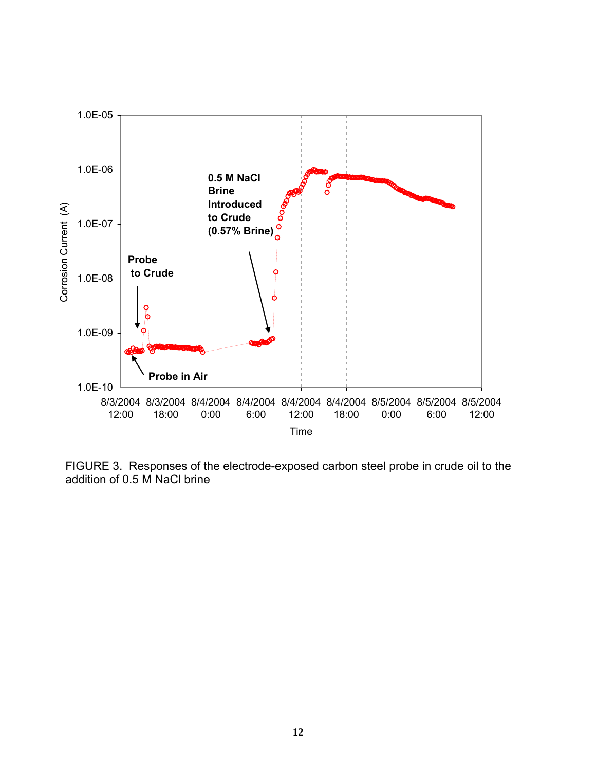FIGURE 3. Responses of the electrode-exposed carbon steel probe in crude oil to the addition of 0.5 M NaCl brine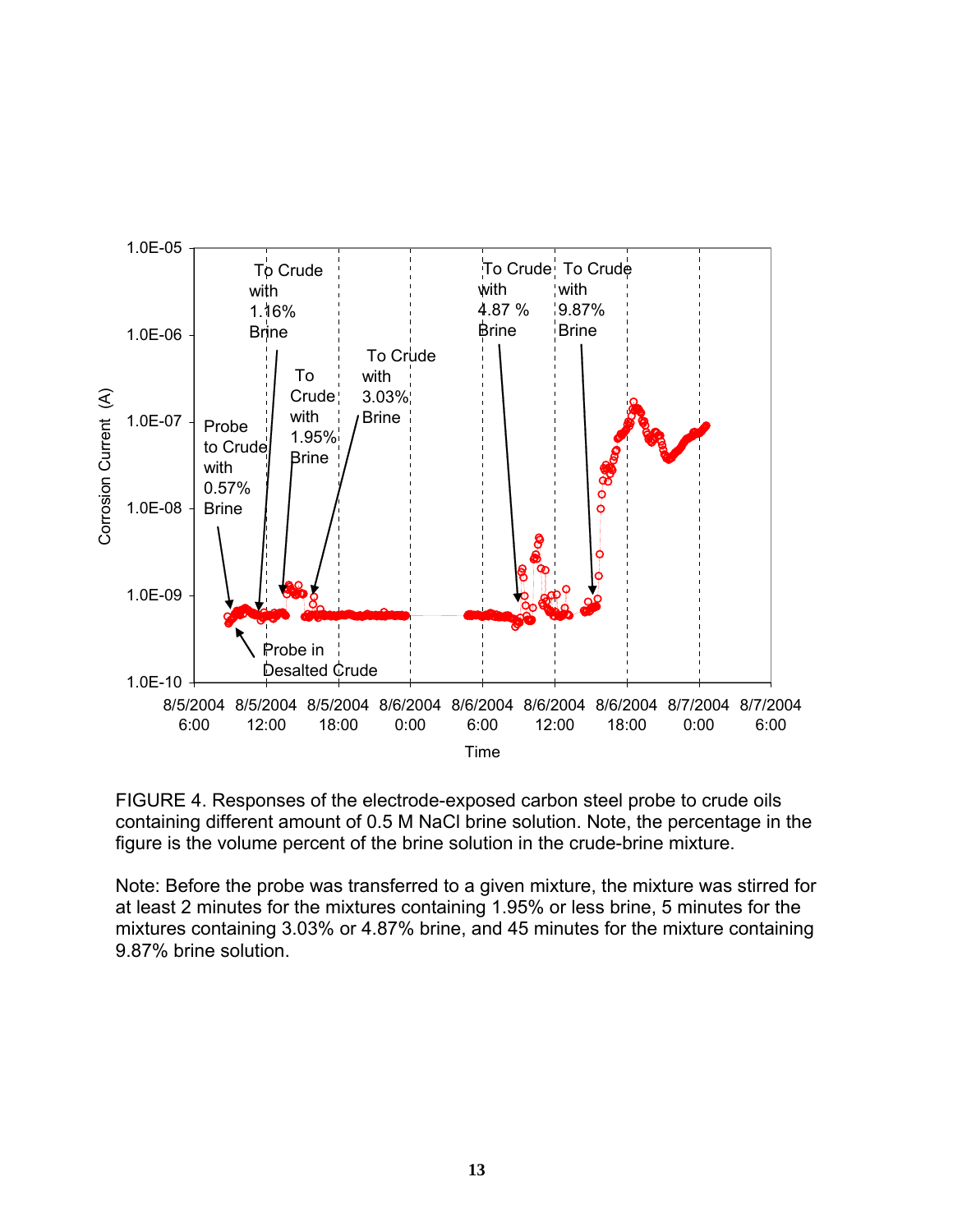FIGURE 4. Responses of the electrode-exposed carbon steel probe to crude oils containing different amount of 0.5 M NaCl brine solution. Note, the percentage in the figure is the volume percent of the brine solution in the crude-brine mixture.

Note: Before the probe was transferred to a given mixture, the mixture was stirred for at least 2 minutes for the mixtures containing 1.95% or less brine, 5 minutes for the mixtures containing 3.03% or 4.87% brine, and 45 minutes for the mixture containing 9.87% brine solution.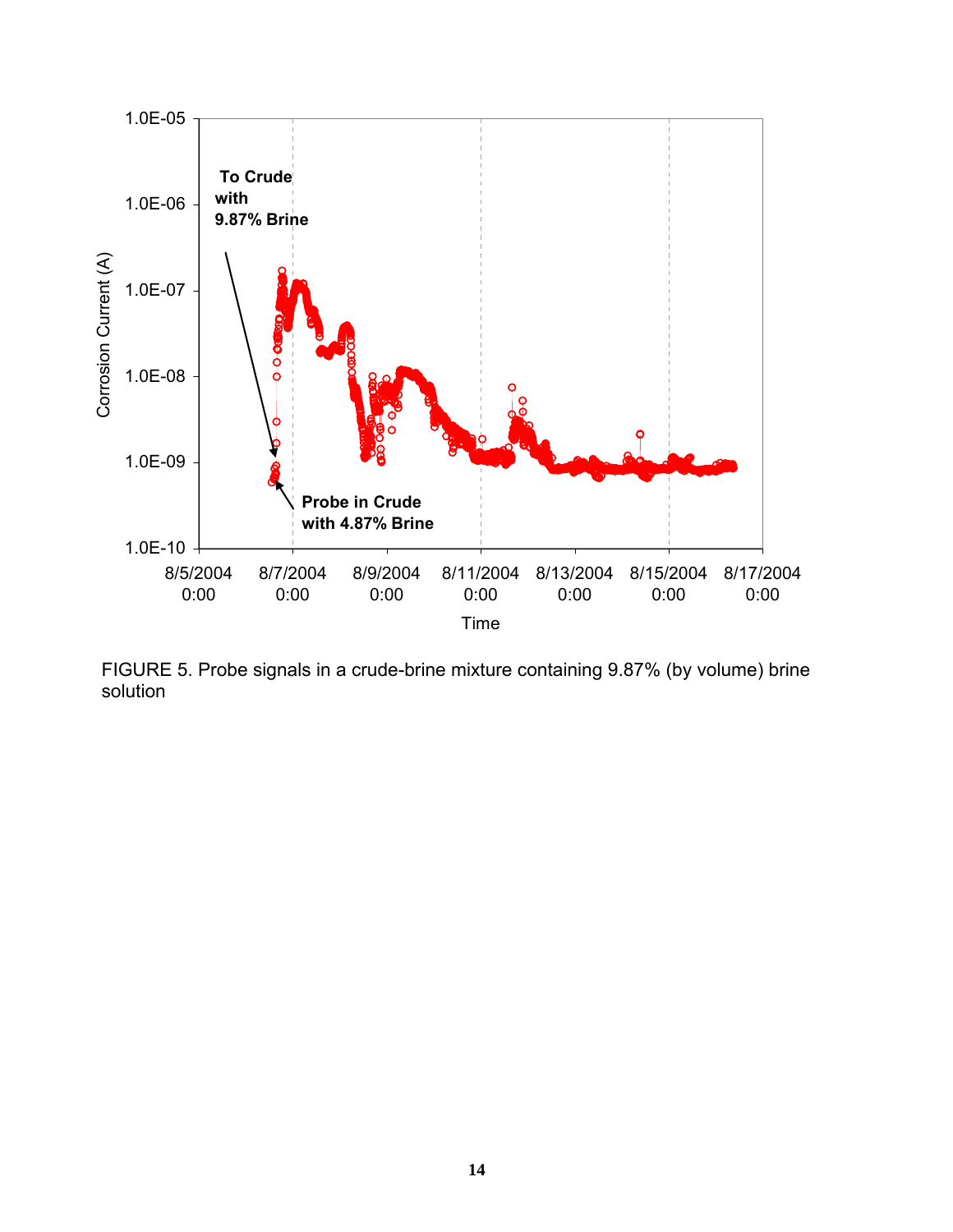FIGURE 5. Probe signals in a crude-brine mixture containing 9.87% (by volume) brine solution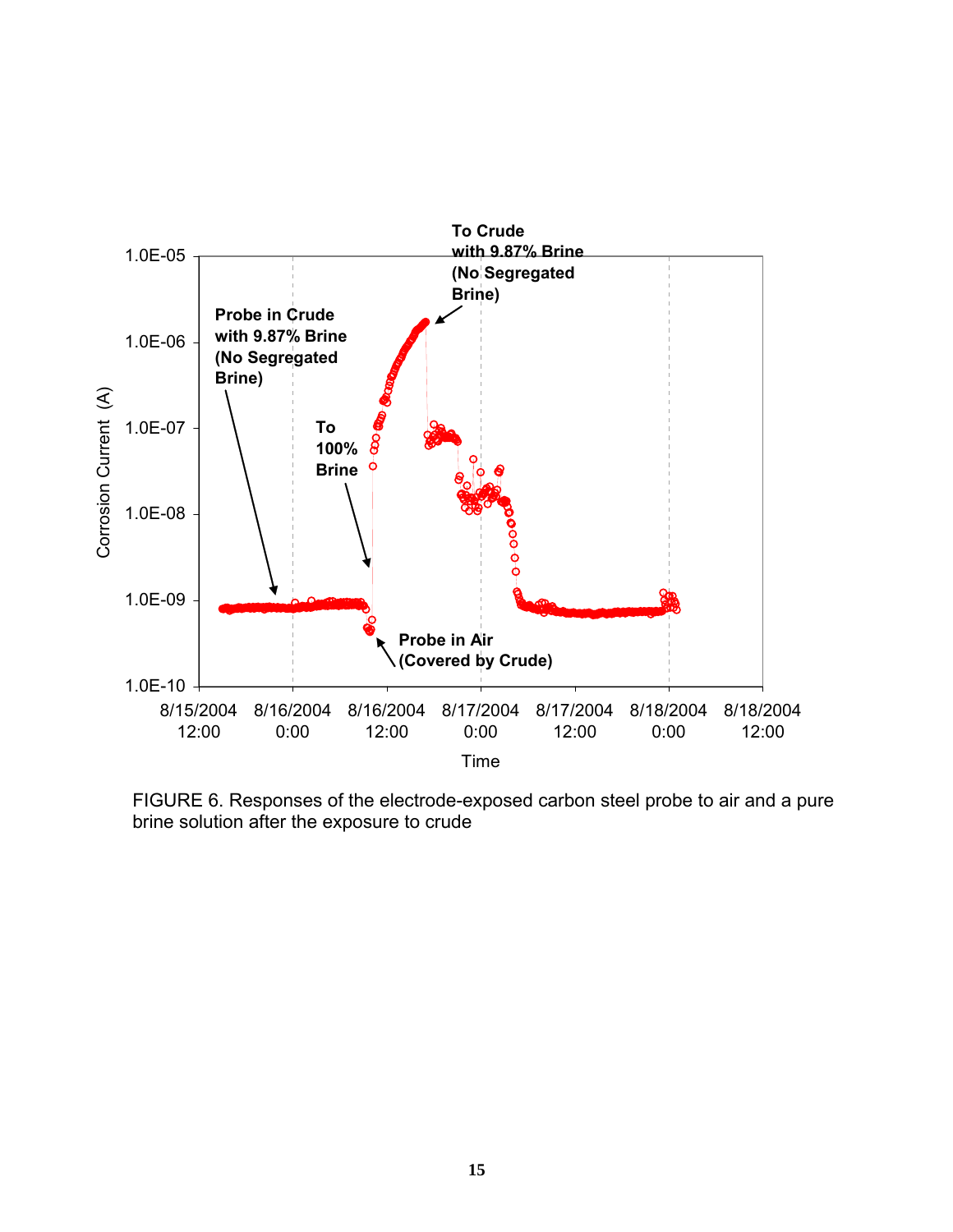FIGURE 6. Responses of the electrode-exposed carbon steel probe to air and a pure brine solution after the exposure to crude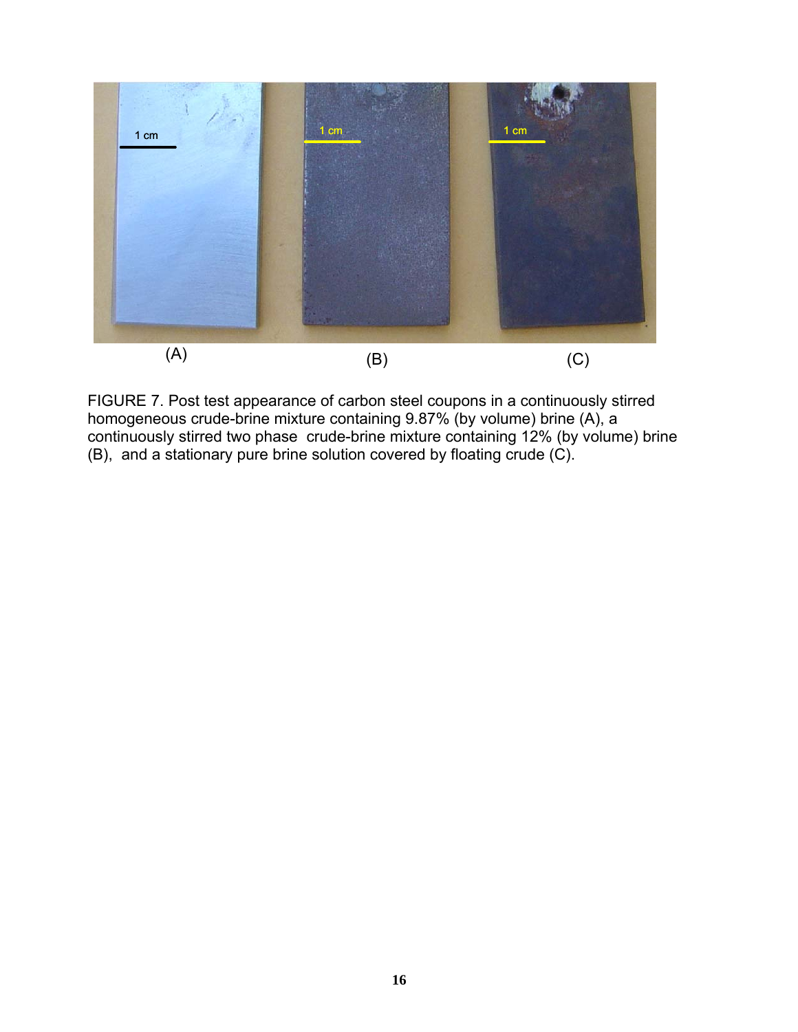FIGURE 7. Post test appearance of carbon steel coupons in a continuously stirred homogeneous crude-brine mixture containing 9.87% (by volume) brine (A), a continuously stirred two phase crude-brine mixture containing 12% (by volume) brine (B), and a stationary pure brine solution covered by floating crude (C).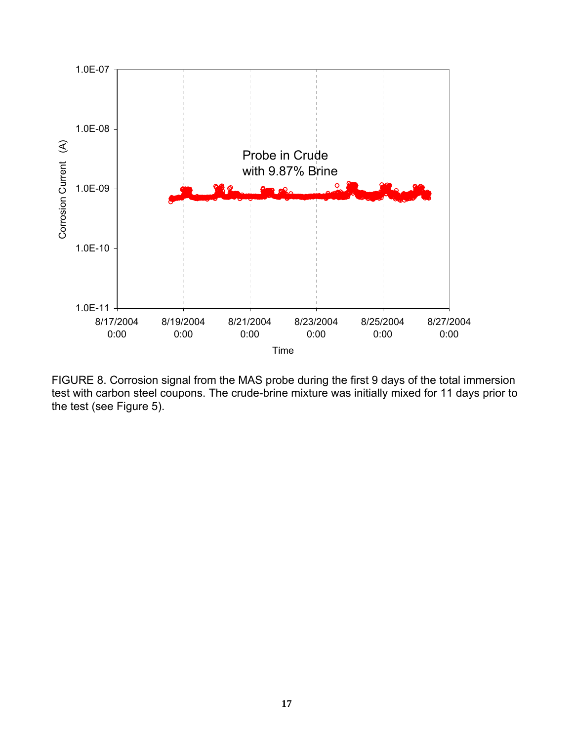FIGURE 8. Corrosion signal from the MAS probe during the first 9 days of the total immersion test with carbon steel coupons. The crude-brine mixture was initially mixed for 11 days prior to the test (see Figure 5).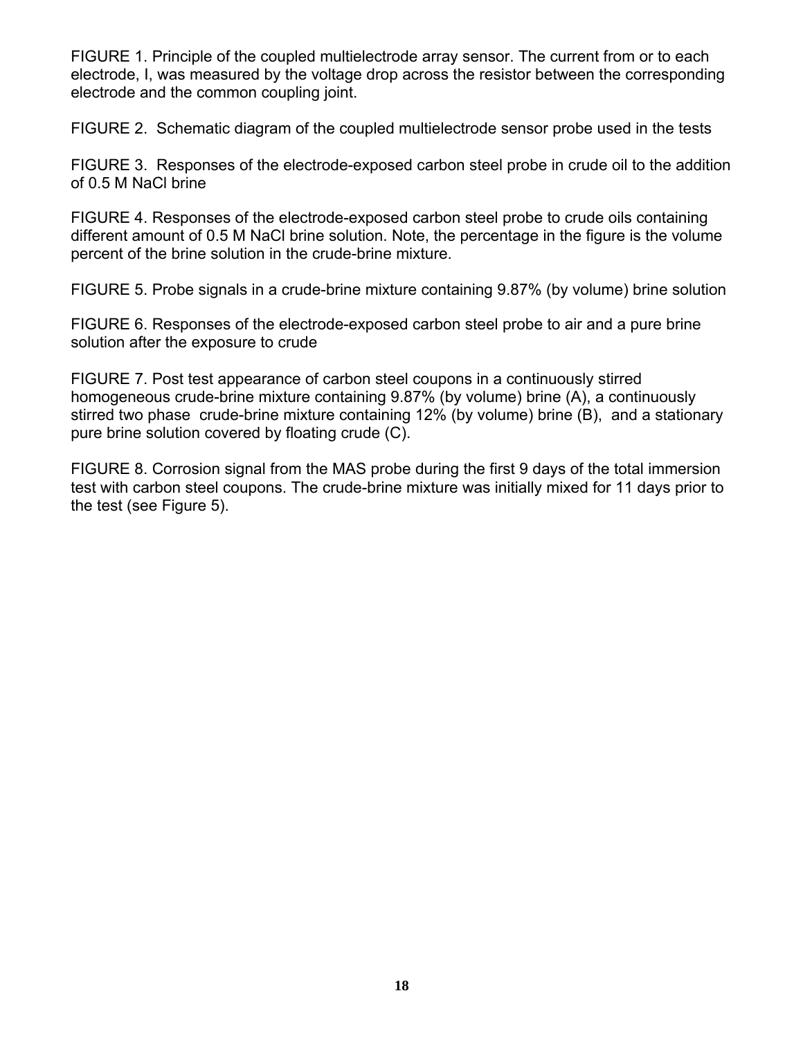FIGURE 1. Principle of the coupled multielectrode array sensor. The current from or to each electrode, I, was measured by the voltage drop across the resistor between the corresponding electrode and the common coupling joint.

FIGURE 2. Schematic diagram of the coupled multielectrode sensor probe used in the tests

FIGURE 3. Responses of the electrode-exposed carbon steel probe in crude oil to the addition of 0.5 M NaCl brine

FIGURE 4. Responses of the electrode-exposed carbon steel probe to crude oils containing different amount of 0.5 M NaCl brine solution. Note, the percentage in the figure is the volume percent of the brine solution in the crude-brine mixture.

FIGURE 5. Probe signals in a crude-brine mixture containing 9.87% (by volume) brine solution

FIGURE 6. Responses of the electrode-exposed carbon steel probe to air and a pure brine solution after the exposure to crude

FIGURE 7. Post test appearance of carbon steel coupons in a continuously stirred homogeneous crude-brine mixture containing 9.87% (by volume) brine (A), a continuously stirred two phase crude-brine mixture containing 12% (by volume) brine (B), and a stationary pure brine solution covered by floating crude (C).

FIGURE 8. Corrosion signal from the MAS probe during the first 9 days of the total immersion test with carbon steel coupons. The crude-brine mixture was initially mixed for 11 days prior to the test (see Figure 5).